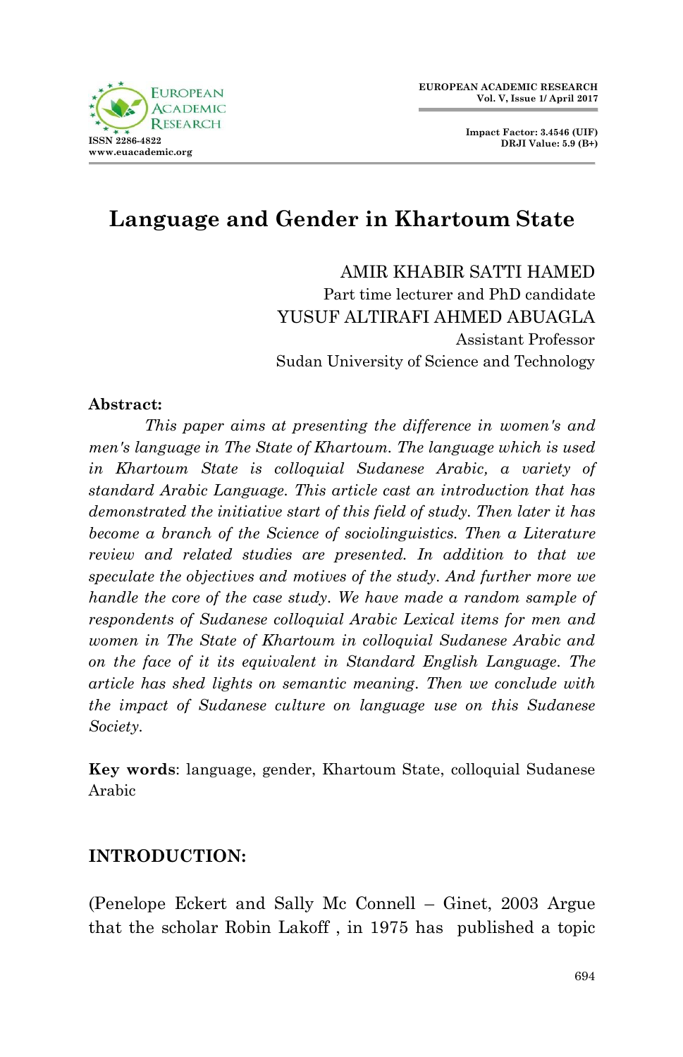# Language and Gender in Khartoum State

AMIR KHABIR SATTI HAMED
Part time lecturer and PhD candidate
YUSUF ALTIRAFI AHMED ABUAGLA
Assistant Professor
Sudan University of Science and Technology

**Abstract:**

*This paper aims at presenting the difference in women's and men's language in The State of Khartoum. The language which is used in Khartoum State is colloquial Sudanese Arabic, a variety of standard Arabic Language. This article cast an introduction that has demonstrated the initiative start of this field of study. Then later it has become a branch of the Science of sociolinguistics. Then a Literature review and related studies are presented. In addition to that we speculate the objectives and motives of the study. And further more we handle the core of the case study. We have made a random sample of respondents of Sudanese colloquial Arabic Lexical items for men and women in The State of Khartoum in colloquial Sudanese Arabic and on the face of it its equivalent in Standard English Language. The article has shed lights on semantic meaning. Then we conclude with the impact of Sudanese culture on language use on this Sudanese Society.*

**Key words**: language, gender, Khartoum State, colloquial Sudanese Arabic

## INTRODUCTION:

(Penelope Eckert and Sally Mc Connell – Ginet, 2003 Argue that the scholar Robin Lakoff , in 1975 has published a topic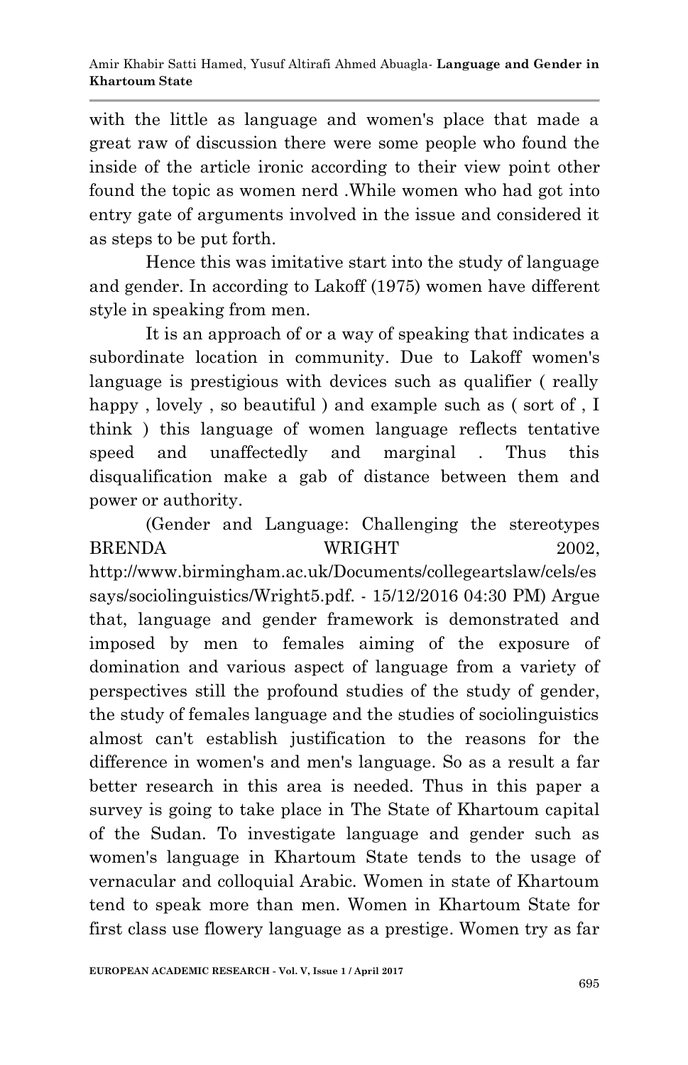with the little as language and women's place that made a great raw of discussion there were some people who found the inside of the article ironic according to their view point other found the topic as women nerd .While women who had got into entry gate of arguments involved in the issue and considered it as steps to be put forth.

Hence this was imitative start into the study of language and gender. In according to Lakoff (1975) women have different style in speaking from men.

It is an approach of or a way of speaking that indicates a subordinate location in community. Due to Lakoff women's language is prestigious with devices such as qualifier ( really happy , lovely , so beautiful ) and example such as ( sort of , I think ) this language of women language reflects tentative speed and unaffectedly and marginal . Thus this disqualification make a gab of distance between them and power or authority.

(Gender and Language: Challenging the stereotypes BRENDA WRIGHT 2002, http://www.birmingham.ac.uk/Documents/collegeartslaw/cels/essays/sociolinguistics/Wright5.pdf. - 15/12/2016 04:30 PM) Argue that, language and gender framework is demonstrated and imposed by men to females aiming of the exposure of domination and various aspect of language from a variety of perspectives still the profound studies of the study of gender, the study of females language and the studies of sociolinguistics almost can't establish justification to the reasons for the difference in women's and men's language. So as a result a far better research in this area is needed. Thus in this paper a survey is going to take place in The State of Khartoum capital of the Sudan. To investigate language and gender such as women's language in Khartoum State tends to the usage of vernacular and colloquial Arabic. Women in state of Khartoum tend to speak more than men. Women in Khartoum State for first class use flowery language as a prestige. Women try as far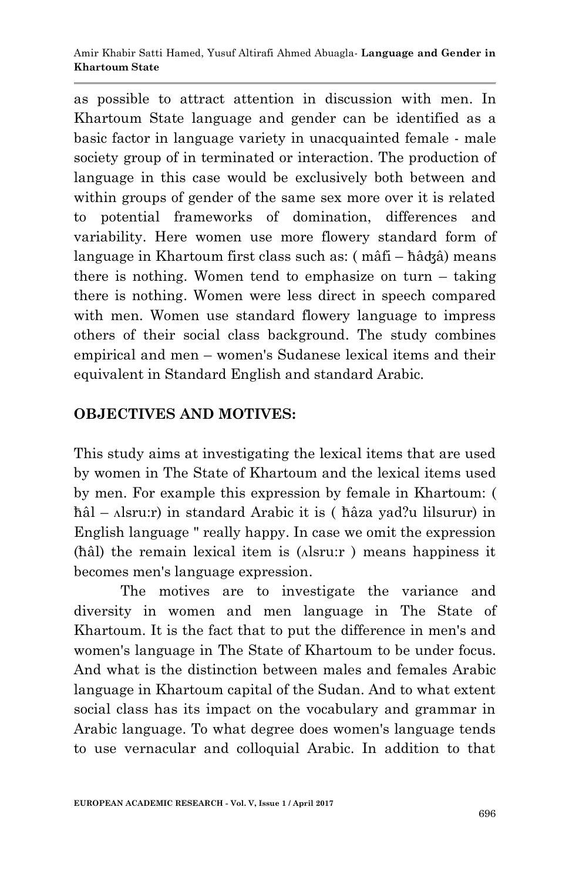as possible to attract attention in discussion with men. In Khartoum State language and gender can be identified as a basic factor in language variety in unacquainted female - male society group of in terminated or interaction. The production of language in this case would be exclusively both between and within groups of gender of the same sex more over it is related to potential frameworks of domination, differences and variability. Here women use more flowery standard form of language in Khartoum first class such as: ( mâfi – ħâʤâ) means there is nothing. Women tend to emphasize on turn – taking there is nothing. Women were less direct in speech compared with men. Women use standard flowery language to impress others of their social class background. The study combines empirical and men – women's Sudanese lexical items and their equivalent in Standard English and standard Arabic.

## OBJECTIVES AND MOTIVES:

This study aims at investigating the lexical items that are used by women in The State of Khartoum and the lexical items used by men. For example this expression by female in Khartoum: ( ħâl – ʌlsru:r) in standard Arabic it is ( ħâza yad?u lilsurur) in English language " really happy. In case we omit the expression (ħâl) the remain lexical item is (ʌlsru:r ) means happiness it becomes men's language expression.

The motives are to investigate the variance and diversity in women and men language in The State of Khartoum. It is the fact that to put the difference in men's and women's language in The State of Khartoum to be under focus. And what is the distinction between males and females Arabic language in Khartoum capital of the Sudan. And to what extent social class has its impact on the vocabulary and grammar in Arabic language. To what degree does women's language tends to use vernacular and colloquial Arabic. In addition to that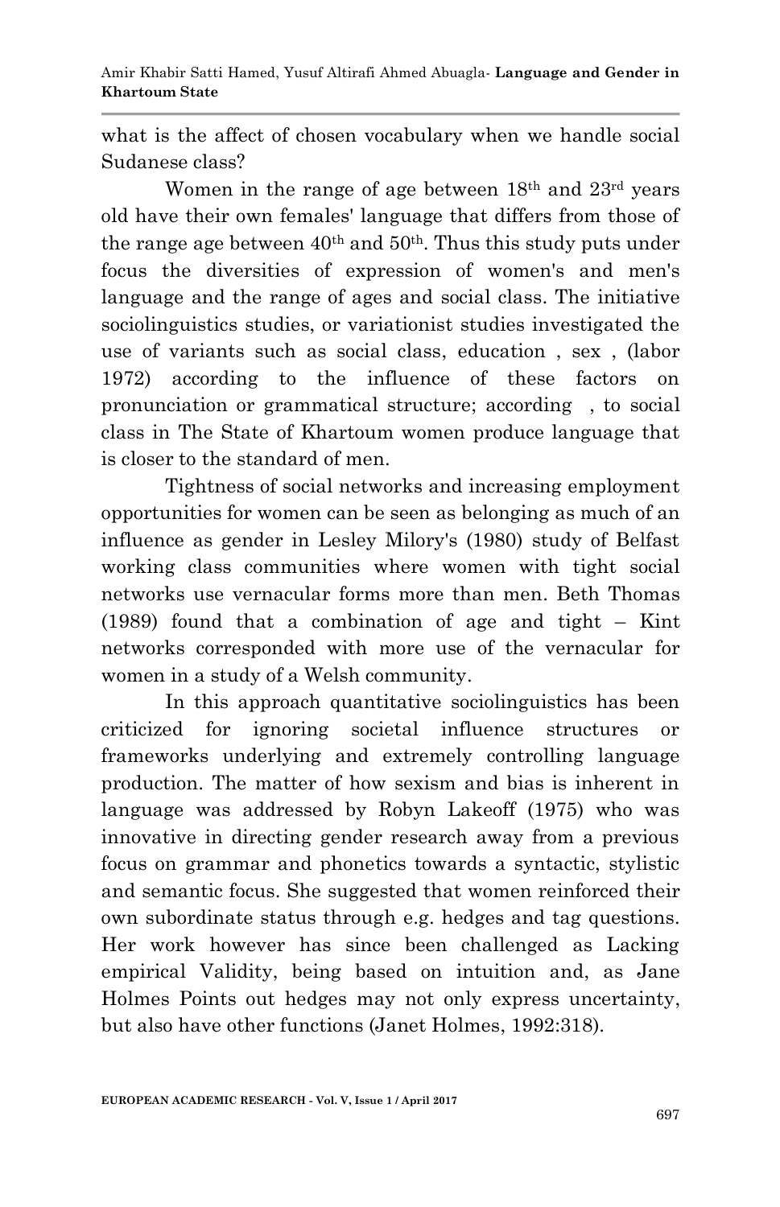what is the affect of chosen vocabulary when we handle social Sudanese class?

Women in the range of age between 18th and 23rd years old have their own females' language that differs from those of the range age between 40th and 50th. Thus this study puts under focus the diversities of expression of women's and men's language and the range of ages and social class. The initiative sociolinguistics studies, or variationist studies investigated the use of variants such as social class, education , sex , (labor 1972) according to the influence of these factors on pronunciation or grammatical structure; according , to social class in The State of Khartoum women produce language that is closer to the standard of men.

Tightness of social networks and increasing employment opportunities for women can be seen as belonging as much of an influence as gender in Lesley Milory's (1980) study of Belfast working class communities where women with tight social networks use vernacular forms more than men. Beth Thomas (1989) found that a combination of age and tight – Kint networks corresponded with more use of the vernacular for women in a study of a Welsh community.

In this approach quantitative sociolinguistics has been criticized for ignoring societal influence structures or frameworks underlying and extremely controlling language production. The matter of how sexism and bias is inherent in language was addressed by Robyn Lakeoff (1975) who was innovative in directing gender research away from a previous focus on grammar and phonetics towards a syntactic, stylistic and semantic focus. She suggested that women reinforced their own subordinate status through e.g. hedges and tag questions. Her work however has since been challenged as Lacking empirical Validity, being based on intuition and, as Jane Holmes Points out hedges may not only express uncertainty, but also have other functions (Janet Holmes, 1992:318).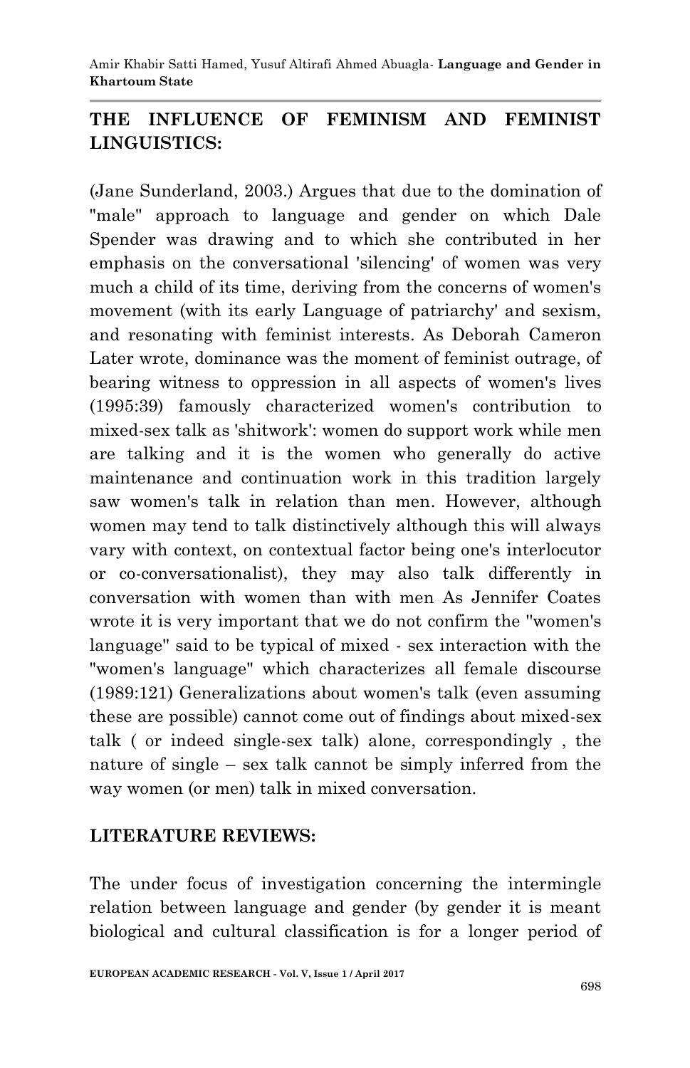## THE INFLUENCE OF FEMINISM AND FEMINIST LINGUISTICS:

(Jane Sunderland, 2003.) Argues that due to the domination of "male" approach to language and gender on which Dale Spender was drawing and to which she contributed in her emphasis on the conversational 'silencing' of women was very much a child of its time, deriving from the concerns of women's movement (with its early Language of patriarchy' and sexism, and resonating with feminist interests. As Deborah Cameron Later wrote, dominance was the moment of feminist outrage, of bearing witness to oppression in all aspects of women's lives (1995:39) famously characterized women's contribution to mixed-sex talk as 'shitwork': women do support work while men are talking and it is the women who generally do active maintenance and continuation work in this tradition largely saw women's talk in relation than men. However, although women may tend to talk distinctively although this will always vary with context, on contextual factor being one's interlocutor or co-conversationalist), they may also talk differently in conversation with women than with men As Jennifer Coates wrote it is very important that we do not confirm the "women's language" said to be typical of mixed - sex interaction with the "women's language" which characterizes all female discourse (1989:121) Generalizations about women's talk (even assuming these are possible) cannot come out of findings about mixed-sex talk ( or indeed single-sex talk) alone, correspondingly , the nature of single – sex talk cannot be simply inferred from the way women (or men) talk in mixed conversation.

## LITERATURE REVIEWS:

The under focus of investigation concerning the intermingle relation between language and gender (by gender it is meant biological and cultural classification is for a longer period of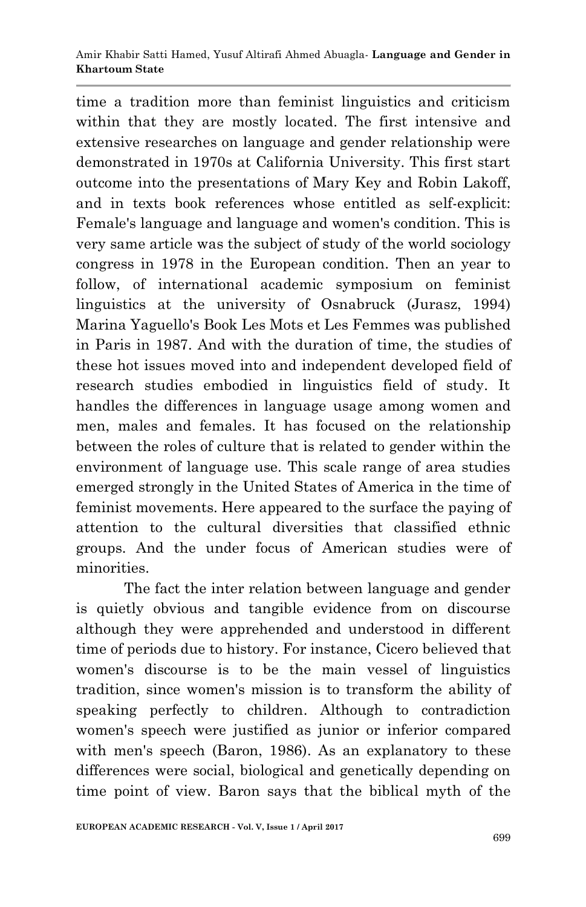time a tradition more than feminist linguistics and criticism within that they are mostly located. The first intensive and extensive researches on language and gender relationship were demonstrated in 1970s at California University. This first start outcome into the presentations of Mary Key and Robin Lakoff, and in texts book references whose entitled as self-explicit: Female's language and language and women's condition. This is very same article was the subject of study of the world sociology congress in 1978 in the European condition. Then an year to follow, of international academic symposium on feminist linguistics at the university of Osnabruck (Jurasz, 1994) Marina Yaguello's Book Les Mots et Les Femmes was published in Paris in 1987. And with the duration of time, the studies of these hot issues moved into and independent developed field of research studies embodied in linguistics field of study. It handles the differences in language usage among women and men, males and females. It has focused on the relationship between the roles of culture that is related to gender within the environment of language use. This scale range of area studies emerged strongly in the United States of America in the time of feminist movements. Here appeared to the surface the paying of attention to the cultural diversities that classified ethnic groups. And the under focus of American studies were of minorities.

The fact the inter relation between language and gender is quietly obvious and tangible evidence from on discourse although they were apprehended and understood in different time of periods due to history. For instance, Cicero believed that women's discourse is to be the main vessel of linguistics tradition, since women's mission is to transform the ability of speaking perfectly to children. Although to contradiction women's speech were justified as junior or inferior compared with men's speech (Baron, 1986). As an explanatory to these differences were social, biological and genetically depending on time point of view. Baron says that the biblical myth of the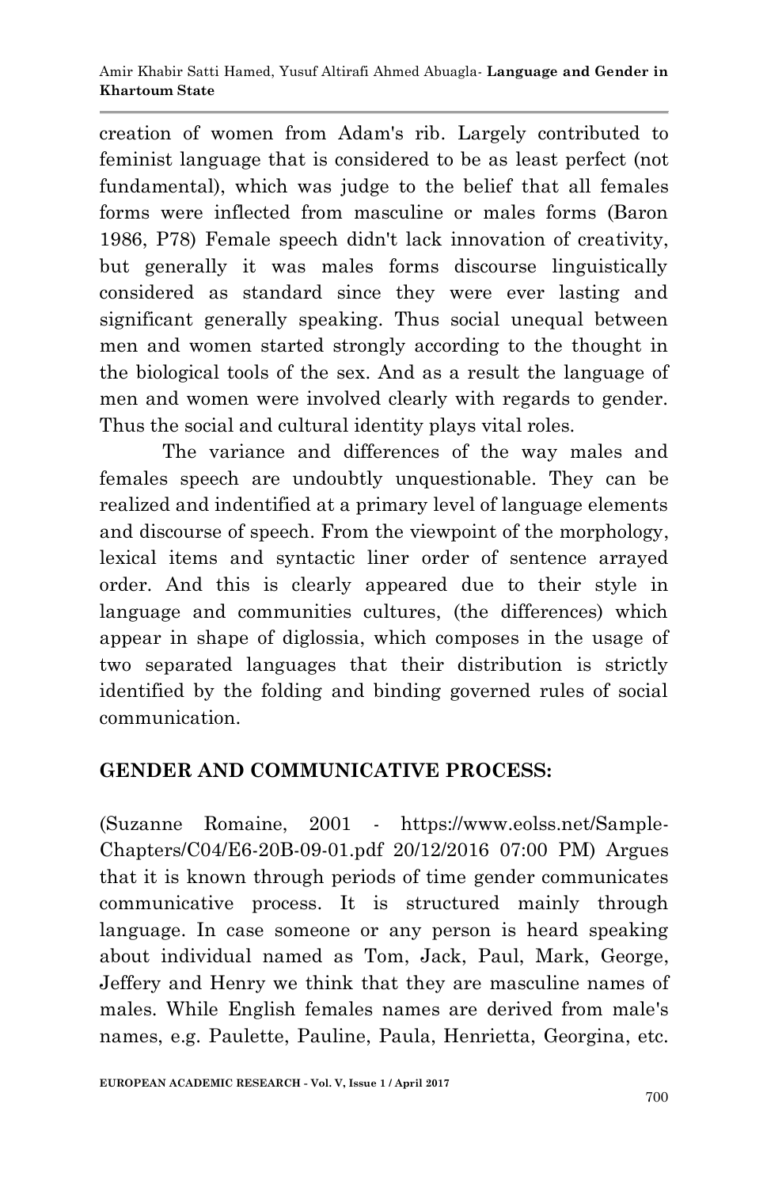creation of women from Adam's rib. Largely contributed to feminist language that is considered to be as least perfect (not fundamental), which was judge to the belief that all females forms were inflected from masculine or males forms (Baron 1986, P78) Female speech didn't lack innovation of creativity, but generally it was males forms discourse linguistically considered as standard since they were ever lasting and significant generally speaking. Thus social unequal between men and women started strongly according to the thought in the biological tools of the sex. And as a result the language of men and women were involved clearly with regards to gender. Thus the social and cultural identity plays vital roles.

The variance and differences of the way males and females speech are undoubtly unquestionable. They can be realized and indentified at a primary level of language elements and discourse of speech. From the viewpoint of the morphology, lexical items and syntactic liner order of sentence arrayed order. And this is clearly appeared due to their style in language and communities cultures, (the differences) which appear in shape of diglossia, which composes in the usage of two separated languages that their distribution is strictly identified by the folding and binding governed rules of social communication.

## GENDER AND COMMUNICATIVE PROCESS:

(Suzanne Romaine, 2001 - https://www.eolss.net/Sample-Chapters/C04/E6-20B-09-01.pdf 20/12/2016 07:00 PM) Argues that it is known through periods of time gender communicates communicative process. It is structured mainly through language. In case someone or any person is heard speaking about individual named as Tom, Jack, Paul, Mark, George, Jeffery and Henry we think that they are masculine names of males. While English females names are derived from male's names, e.g. Paulette, Pauline, Paula, Henrietta, Georgina, etc.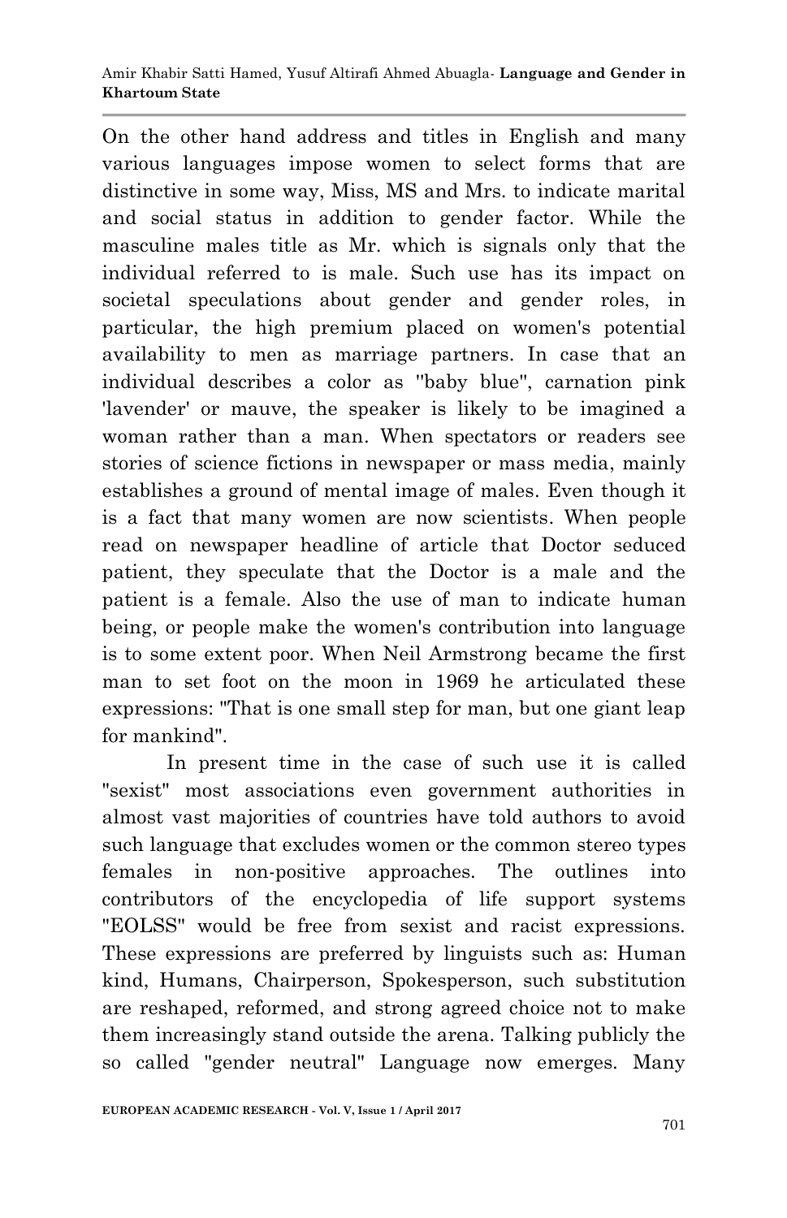On the other hand address and titles in English and many various languages impose women to select forms that are distinctive in some way, Miss, MS and Mrs. to indicate marital and social status in addition to gender factor. While the masculine males title as Mr. which is signals only that the individual referred to is male. Such use has its impact on societal speculations about gender and gender roles, in particular, the high premium placed on women's potential availability to men as marriage partners. In case that an individual describes a color as "baby blue", carnation pink 'lavender' or mauve, the speaker is likely to be imagined a woman rather than a man. When spectators or readers see stories of science fictions in newspaper or mass media, mainly establishes a ground of mental image of males. Even though it is a fact that many women are now scientists. When people read on newspaper headline of article that Doctor seduced patient, they speculate that the Doctor is a male and the patient is a female. Also the use of man to indicate human being, or people make the women's contribution into language is to some extent poor. When Neil Armstrong became the first man to set foot on the moon in 1969 he articulated these expressions: "That is one small step for man, but one giant leap for mankind".

In present time in the case of such use it is called "sexist" most associations even government authorities in almost vast majorities of countries have told authors to avoid such language that excludes women or the common stereo types females in non-positive approaches. The outlines into contributors of the encyclopedia of life support systems "EOLSS" would be free from sexist and racist expressions. These expressions are preferred by linguists such as: Human kind, Humans, Chairperson, Spokesperson, such substitution are reshaped, reformed, and strong agreed choice not to make them increasingly stand outside the arena. Talking publicly the so called "gender neutral" Language now emerges. Many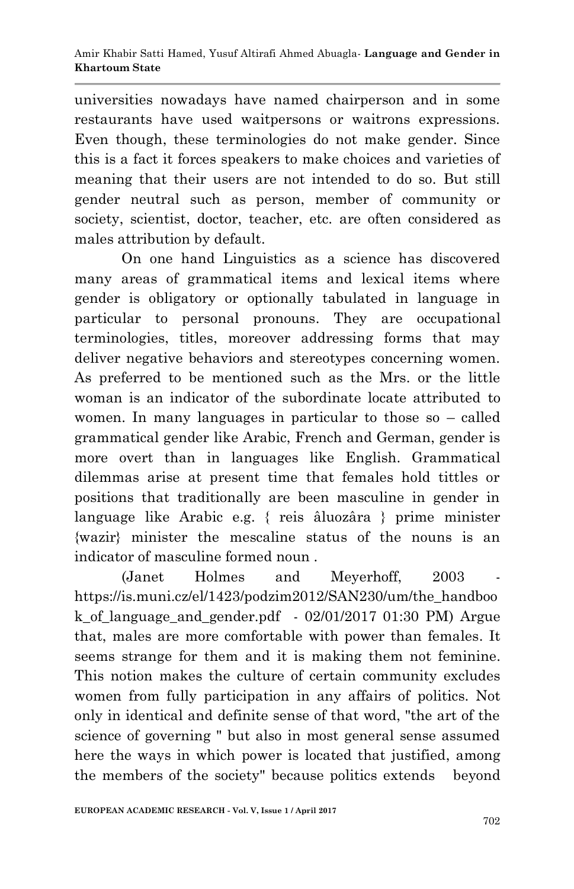universities nowadays have named chairperson and in some restaurants have used waitpersons or waitrons expressions. Even though, these terminologies do not make gender. Since this is a fact it forces speakers to make choices and varieties of meaning that their users are not intended to do so. But still gender neutral such as person, member of community or society, scientist, doctor, teacher, etc. are often considered as males attribution by default.

On one hand Linguistics as a science has discovered many areas of grammatical items and lexical items where gender is obligatory or optionally tabulated in language in particular to personal pronouns. They are occupational terminologies, titles, moreover addressing forms that may deliver negative behaviors and stereotypes concerning women. As preferred to be mentioned such as the Mrs. or the little woman is an indicator of the subordinate locate attributed to women. In many languages in particular to those so – called grammatical gender like Arabic, French and German, gender is more overt than in languages like English. Grammatical dilemmas arise at present time that females hold tittles or positions that traditionally are been masculine in gender in language like Arabic e.g. { reis âluozâra } prime minister {wazir} minister the mescaline status of the nouns is an indicator of masculine formed noun .

(Janet Holmes and Meyerhoff, 2003 - https://is.muni.cz/el/1423/podzim2012/SAN230/um/the_handbook_of_language_and_gender.pdf - 02/01/2017 01:30 PM) Argue that, males are more comfortable with power than females. It seems strange for them and it is making them not feminine. This notion makes the culture of certain community excludes women from fully participation in any affairs of politics. Not only in identical and definite sense of that word, "the art of the science of governing " but also in most general sense assumed here the ways in which power is located that justified, among the members of the society" because politics extends beyond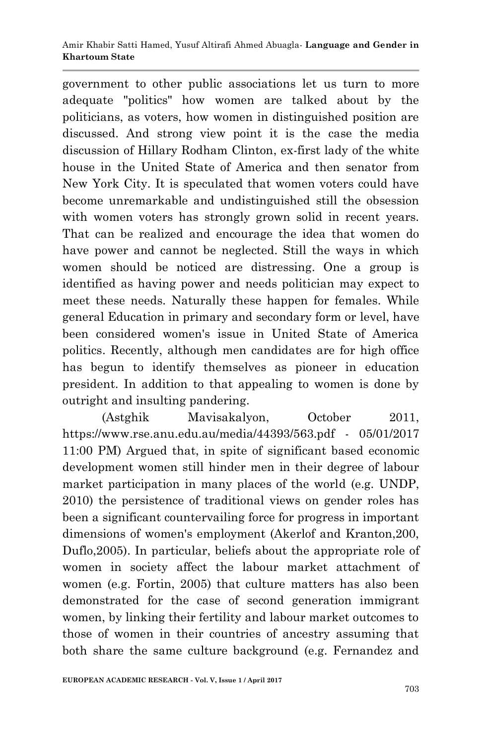government to other public associations let us turn to more adequate "politics" how women are talked about by the politicians, as voters, how women in distinguished position are discussed. And strong view point it is the case the media discussion of Hillary Rodham Clinton, ex-first lady of the white house in the United State of America and then senator from New York City. It is speculated that women voters could have become unremarkable and undistinguished still the obsession with women voters has strongly grown solid in recent years. That can be realized and encourage the idea that women do have power and cannot be neglected. Still the ways in which women should be noticed are distressing. One a group is identified as having power and needs politician may expect to meet these needs. Naturally these happen for females. While general Education in primary and secondary form or level, have been considered women's issue in United State of America politics. Recently, although men candidates are for high office has begun to identify themselves as pioneer in education president. In addition to that appealing to women is done by outright and insulting pandering.

(Astghik Mavisakalyon, October 2011, https://www.rse.anu.edu.au/media/44393/563.pdf - 05/01/2017 11:00 PM) Argued that, in spite of significant based economic development women still hinder men in their degree of labour market participation in many places of the world (e.g. UNDP, 2010) the persistence of traditional views on gender roles has been a significant countervailing force for progress in important dimensions of women's employment (Akerlof and Kranton,200, Duflo,2005). In particular, beliefs about the appropriate role of women in society affect the labour market attachment of women (e.g. Fortin, 2005) that culture matters has also been demonstrated for the case of second generation immigrant women, by linking their fertility and labour market outcomes to those of women in their countries of ancestry assuming that both share the same culture background (e.g. Fernandez and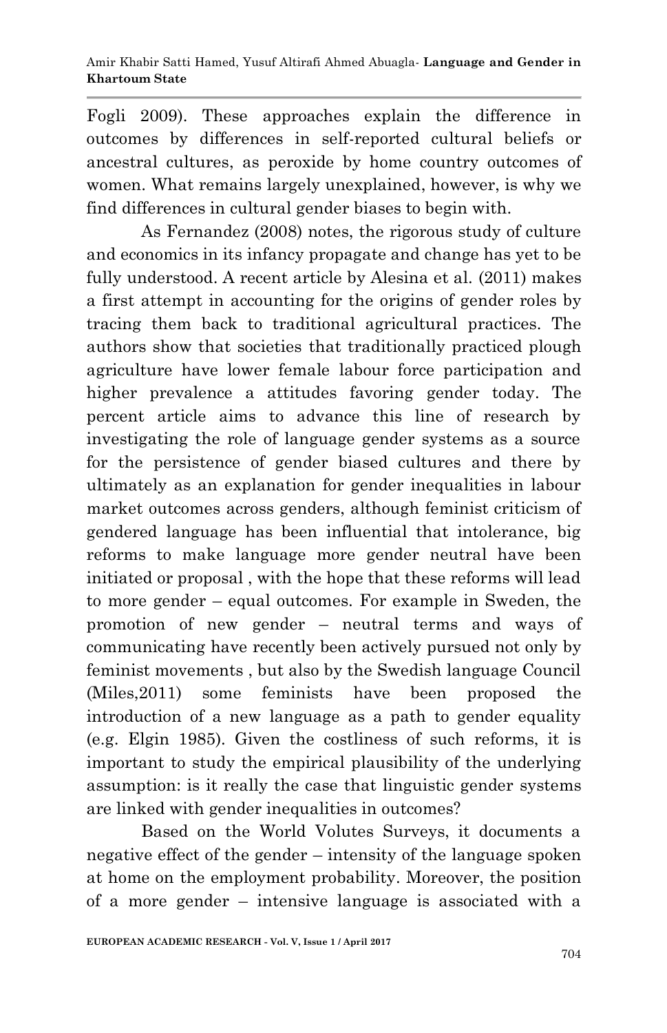Fogli 2009). These approaches explain the difference in outcomes by differences in self-reported cultural beliefs or ancestral cultures, as peroxide by home country outcomes of women. What remains largely unexplained, however, is why we find differences in cultural gender biases to begin with.

As Fernandez (2008) notes, the rigorous study of culture and economics in its infancy propagate and change has yet to be fully understood. A recent article by Alesina et al. (2011) makes a first attempt in accounting for the origins of gender roles by tracing them back to traditional agricultural practices. The authors show that societies that traditionally practiced plough agriculture have lower female labour force participation and higher prevalence a attitudes favoring gender today. The percent article aims to advance this line of research by investigating the role of language gender systems as a source for the persistence of gender biased cultures and there by ultimately as an explanation for gender inequalities in labour market outcomes across genders, although feminist criticism of gendered language has been influential that intolerance, big reforms to make language more gender neutral have been initiated or proposal , with the hope that these reforms will lead to more gender – equal outcomes. For example in Sweden, the promotion of new gender – neutral terms and ways of communicating have recently been actively pursued not only by feminist movements , but also by the Swedish language Council (Miles,2011) some feminists have been proposed the introduction of a new language as a path to gender equality (e.g. Elgin 1985). Given the costliness of such reforms, it is important to study the empirical plausibility of the underlying assumption: is it really the case that linguistic gender systems are linked with gender inequalities in outcomes?

Based on the World Volutes Surveys, it documents a negative effect of the gender – intensity of the language spoken at home on the employment probability. Moreover, the position of a more gender – intensive language is associated with a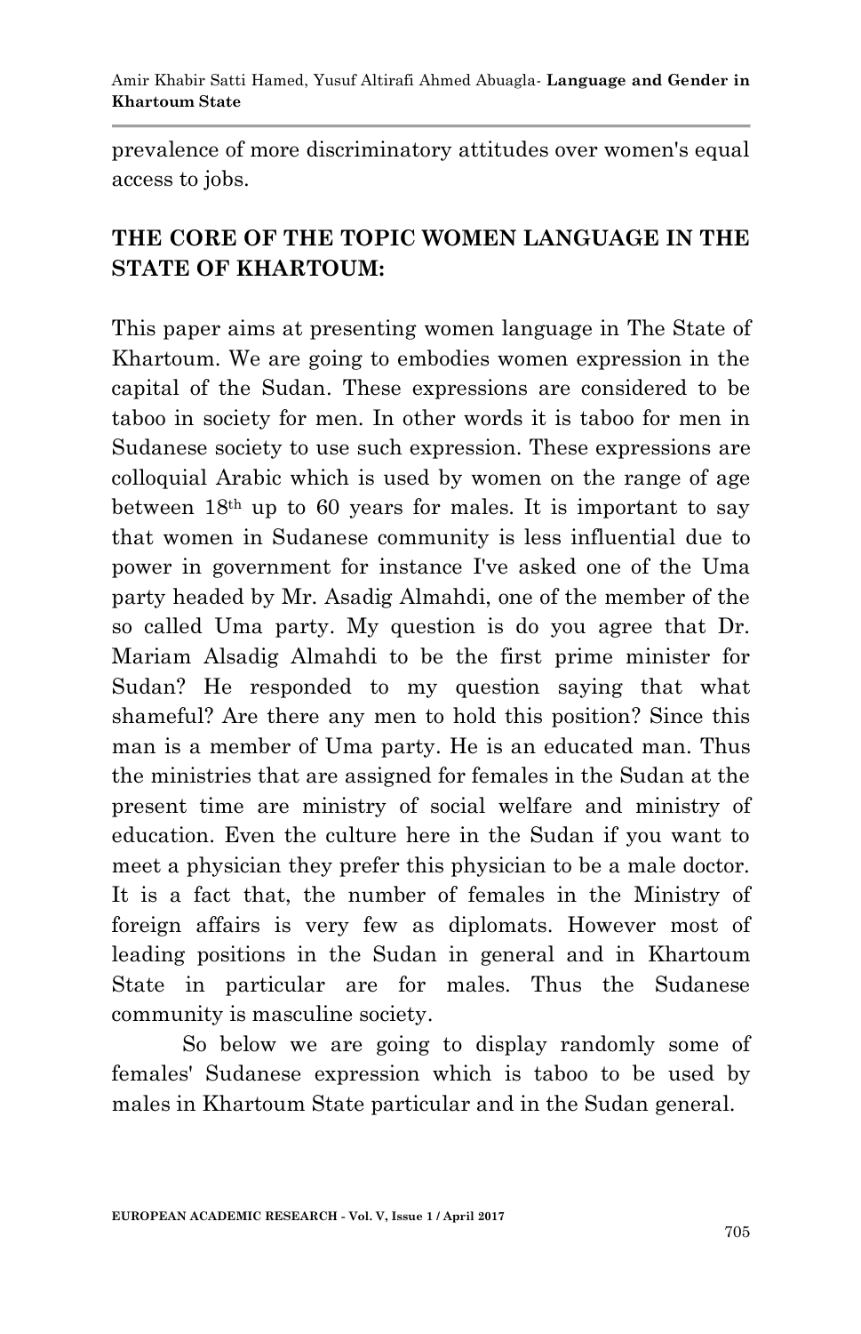prevalence of more discriminatory attitudes over women's equal access to jobs.

## THE CORE OF THE TOPIC WOMEN LANGUAGE IN THE STATE OF KHARTOUM:

This paper aims at presenting women language in The State of Khartoum. We are going to embodies women expression in the capital of the Sudan. These expressions are considered to be taboo in society for men. In other words it is taboo for men in Sudanese society to use such expression. These expressions are colloquial Arabic which is used by women on the range of age between 18th up to 60 years for males. It is important to say that women in Sudanese community is less influential due to power in government for instance I've asked one of the Uma party headed by Mr. Asadig Almahdi, one of the member of the so called Uma party. My question is do you agree that Dr. Mariam Alsadig Almahdi to be the first prime minister for Sudan? He responded to my question saying that what shameful? Are there any men to hold this position? Since this man is a member of Uma party. He is an educated man. Thus the ministries that are assigned for females in the Sudan at the present time are ministry of social welfare and ministry of education. Even the culture here in the Sudan if you want to meet a physician they prefer this physician to be a male doctor. It is a fact that, the number of females in the Ministry of foreign affairs is very few as diplomats. However most of leading positions in the Sudan in general and in Khartoum State in particular are for males. Thus the Sudanese community is masculine society.

So below we are going to display randomly some of females' Sudanese expression which is taboo to be used by males in Khartoum State particular and in the Sudan general.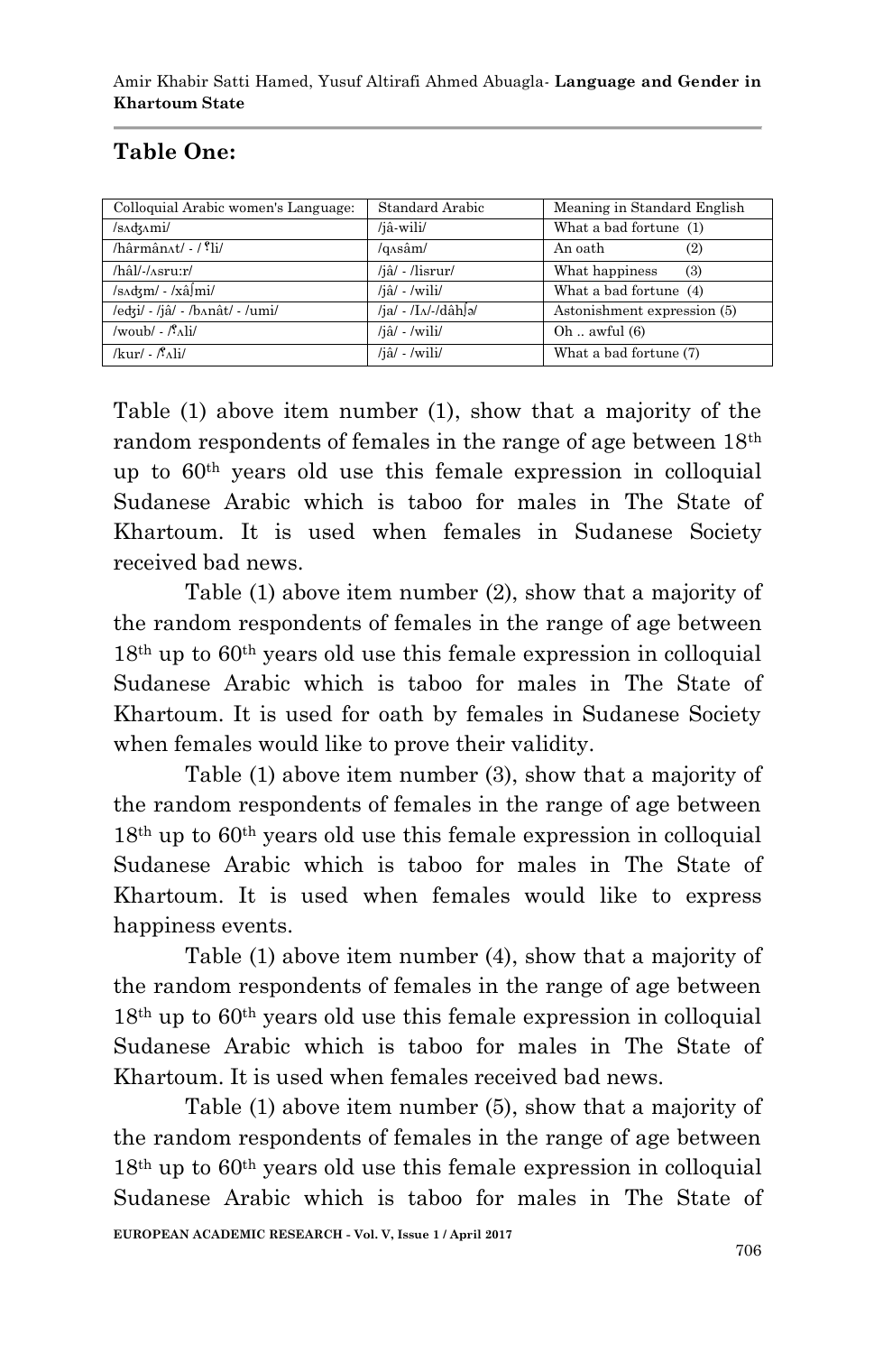## Table One:

| Colloquial Arabic women's Language: | Standard Arabic | Meaning in Standard English |
|---|---|---|
| /sʌdʒʌmi/ | /jâ-wili/ | What a bad fortune (1) |
| /hârmânʌt/ - /ˤli/ | /qʌsâm/ | An oath (2) |
| /hâl/-/ʌsru:r/ | /jâ/ - /lisrur/ | What happiness (3) |
| /sʌdʒm/ - /xâʃmi/ | /jâ/ - /wili/ | What a bad fortune (4) |
| /edʒi/ - /jâ/ - /bʌnât/ - /umi/ | /ja/ - /Iʌ/-/dâhʃə/ | Astonishment expression (5) |
| /woub/ - /ˤʌli/ | /jâ/ - /wili/ | Oh .. awful (6) |
| /kur/ - /ˤʌli/ | /jâ/ - /wili/ | What a bad fortune (7) |

Table (1) above item number (1), show that a majority of the random respondents of females in the range of age between 18th up to 60th years old use this female expression in colloquial Sudanese Arabic which is taboo for males in The State of Khartoum. It is used when females in Sudanese Society received bad news.

Table (1) above item number (2), show that a majority of the random respondents of females in the range of age between 18th up to 60th years old use this female expression in colloquial Sudanese Arabic which is taboo for males in The State of Khartoum. It is used for oath by females in Sudanese Society when females would like to prove their validity.

Table (1) above item number (3), show that a majority of the random respondents of females in the range of age between 18th up to 60th years old use this female expression in colloquial Sudanese Arabic which is taboo for males in The State of Khartoum. It is used when females would like to express happiness events.

Table (1) above item number (4), show that a majority of the random respondents of females in the range of age between 18th up to 60th years old use this female expression in colloquial Sudanese Arabic which is taboo for males in The State of Khartoum. It is used when females received bad news.

Table (1) above item number (5), show that a majority of the random respondents of females in the range of age between 18th up to 60th years old use this female expression in colloquial Sudanese Arabic which is taboo for males in The State of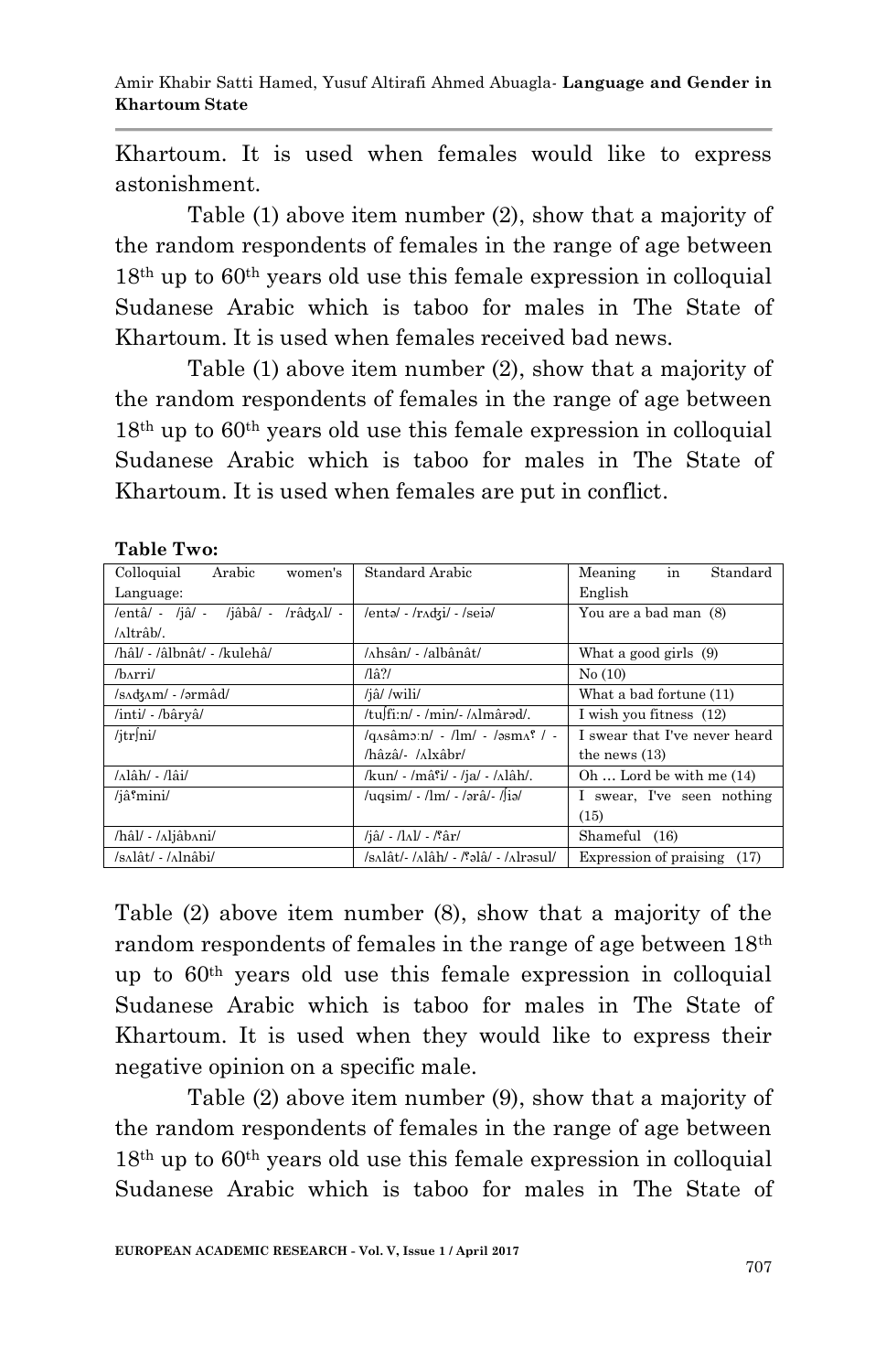Khartoum. It is used when females would like to express astonishment.

Table (1) above item number (2), show that a majority of the random respondents of females in the range of age between 18th up to 60th years old use this female expression in colloquial Sudanese Arabic which is taboo for males in The State of Khartoum. It is used when females received bad news.

Table (1) above item number (2), show that a majority of the random respondents of females in the range of age between 18th up to 60th years old use this female expression in colloquial Sudanese Arabic which is taboo for males in The State of Khartoum. It is used when females are put in conflict.

**Table Two:**

| Colloquial Arabic women's Language: | Standard Arabic | Meaning in Standard English |
|---|---|---|
| /entâ/ - /jâ/ - /jâbâ/ - /râdʒʌl/ - /ʌltrâb/. | /entə/ - /rʌdʒi/ - /seiə/ | You are a bad man (8) |
| /hâl/ - /âlbnât/ - /kulehâ/ | /ʌhsân/ - /albânât/ | What a good girls (9) |
| /bʌrri/ | /lâ?/ | No (10) |
| /sʌdʒʌm/ - /ərmâd/ | /jâ/ /wili/ | What a bad fortune (11) |
| /inti/ - /bâryâ/ | /tuʃfi:n/ - /min/- /ʌlmârəd/. | I wish you fitness (12) |
| /jtrʃni/ | /qʌsâmɔ:n/ - /lm/ - /əsmʌˁ/ - /hâzâ/- /ʌlxâbr/ | I swear that I've never heard the news (13) |
| /ʌlâh/ - /lâi/ | /kun/ - /mâˁi/ - /ja/ - /ʌlâh/. | Oh … Lord be with me (14) |
| /jâˁmini/ | /uqsim/ - /lm/ - /ərâ/- /ʃiə/ | I swear, I've seen nothing (15) |
| /hâl/ - /ʌljâbʌni/ | /jâ/ - /lʌl/ - /ˁâr/ | Shameful (16) |
| /sʌlât/ - /ʌlnâbi/ | /sʌlât/- /ʌlâh/ - /ˁəlâ/ - /ʌlrəsul/ | Expression of praising (17) |

Table (2) above item number (8), show that a majority of the random respondents of females in the range of age between 18th up to 60th years old use this female expression in colloquial Sudanese Arabic which is taboo for males in The State of Khartoum. It is used when they would like to express their negative opinion on a specific male.

Table (2) above item number (9), show that a majority of the random respondents of females in the range of age between 18th up to 60th years old use this female expression in colloquial Sudanese Arabic which is taboo for males in The State of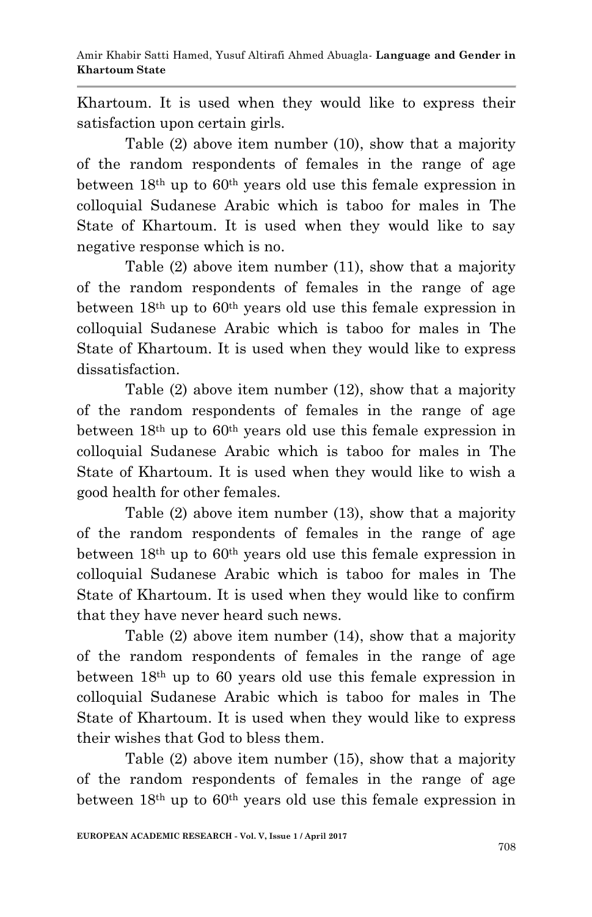Khartoum. It is used when they would like to express their satisfaction upon certain girls.

Table (2) above item number (10), show that a majority of the random respondents of females in the range of age between 18th up to 60th years old use this female expression in colloquial Sudanese Arabic which is taboo for males in The State of Khartoum. It is used when they would like to say negative response which is no.

Table (2) above item number (11), show that a majority of the random respondents of females in the range of age between 18th up to 60th years old use this female expression in colloquial Sudanese Arabic which is taboo for males in The State of Khartoum. It is used when they would like to express dissatisfaction.

Table (2) above item number (12), show that a majority of the random respondents of females in the range of age between 18th up to 60th years old use this female expression in colloquial Sudanese Arabic which is taboo for males in The State of Khartoum. It is used when they would like to wish a good health for other females.

Table (2) above item number (13), show that a majority of the random respondents of females in the range of age between 18th up to 60th years old use this female expression in colloquial Sudanese Arabic which is taboo for males in The State of Khartoum. It is used when they would like to confirm that they have never heard such news.

Table (2) above item number (14), show that a majority of the random respondents of females in the range of age between 18th up to 60 years old use this female expression in colloquial Sudanese Arabic which is taboo for males in The State of Khartoum. It is used when they would like to express their wishes that God to bless them.

Table (2) above item number (15), show that a majority of the random respondents of females in the range of age between 18th up to 60th years old use this female expression in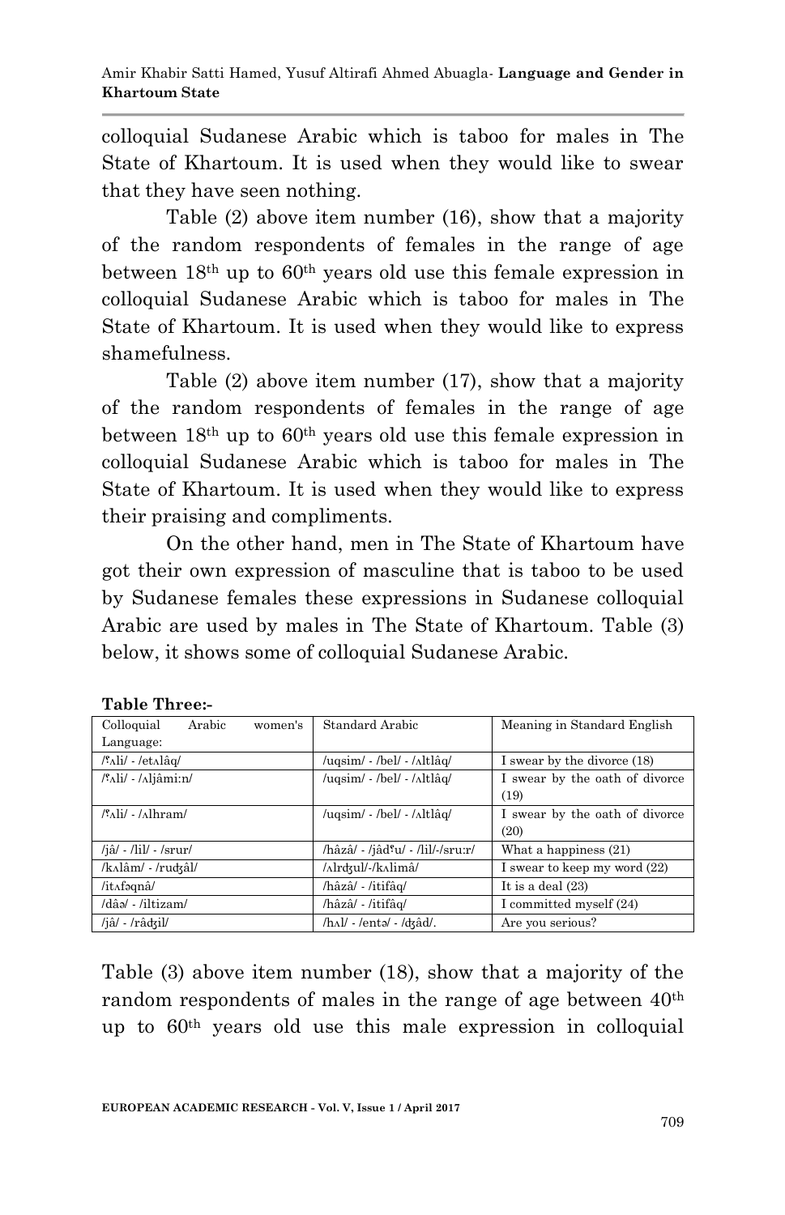colloquial Sudanese Arabic which is taboo for males in The State of Khartoum. It is used when they would like to swear that they have seen nothing.

Table (2) above item number (16), show that a majority of the random respondents of females in the range of age between 18th up to 60th years old use this female expression in colloquial Sudanese Arabic which is taboo for males in The State of Khartoum. It is used when they would like to express shamefulness.

Table (2) above item number (17), show that a majority of the random respondents of females in the range of age between 18th up to 60th years old use this female expression in colloquial Sudanese Arabic which is taboo for males in The State of Khartoum. It is used when they would like to express their praising and compliments.

On the other hand, men in The State of Khartoum have got their own expression of masculine that is taboo to be used by Sudanese females these expressions in Sudanese colloquial Arabic are used by males in The State of Khartoum. Table (3) below, it shows some of colloquial Sudanese Arabic.

**Table Three:-**

| Colloquial Arabic women's Language: | Standard Arabic | Meaning in Standard English |
|---|---|---|
| /ʕʌli/ - /etʌlâq/ | /uqsim/ - /bel/ - /ʌltlâq/ | I swear by the divorce (18) |
| /ʕʌli/ - /ʌljâmi:n/ | /uqsim/ - /bel/ - /ʌltlâq/ | I swear by the oath of divorce (19) |
| /ʕʌli/ - /ʌlhram/ | /uqsim/ - /bel/ - /ʌltlâq/ | I swear by the oath of divorce (20) |
| /jâ/ - /lil/ - /srur/ | /hâzâ/ - /jâdʕu/ - /lil/-/sru:r/ | What a happiness (21) |
| /kʌlâm/ - /rudʒâl/ | /ʌlrdʒul/-/kʌlimâ/ | I swear to keep my word (22) |
| /itʌfəqnâ/ | /hâzâ/ - /itifâq/ | It is a deal (23) |
| /dâə/ - /iltizam/ | /hâzâ/ - /itifâq/ | I committed myself (24) |
| /jâ/ - /râdʒil/ | /hʌl/ - /entə/ - /dʒâd/. | Are you serious? |

Table (3) above item number (18), show that a majority of the random respondents of males in the range of age between 40th up to 60th years old use this male expression in colloquial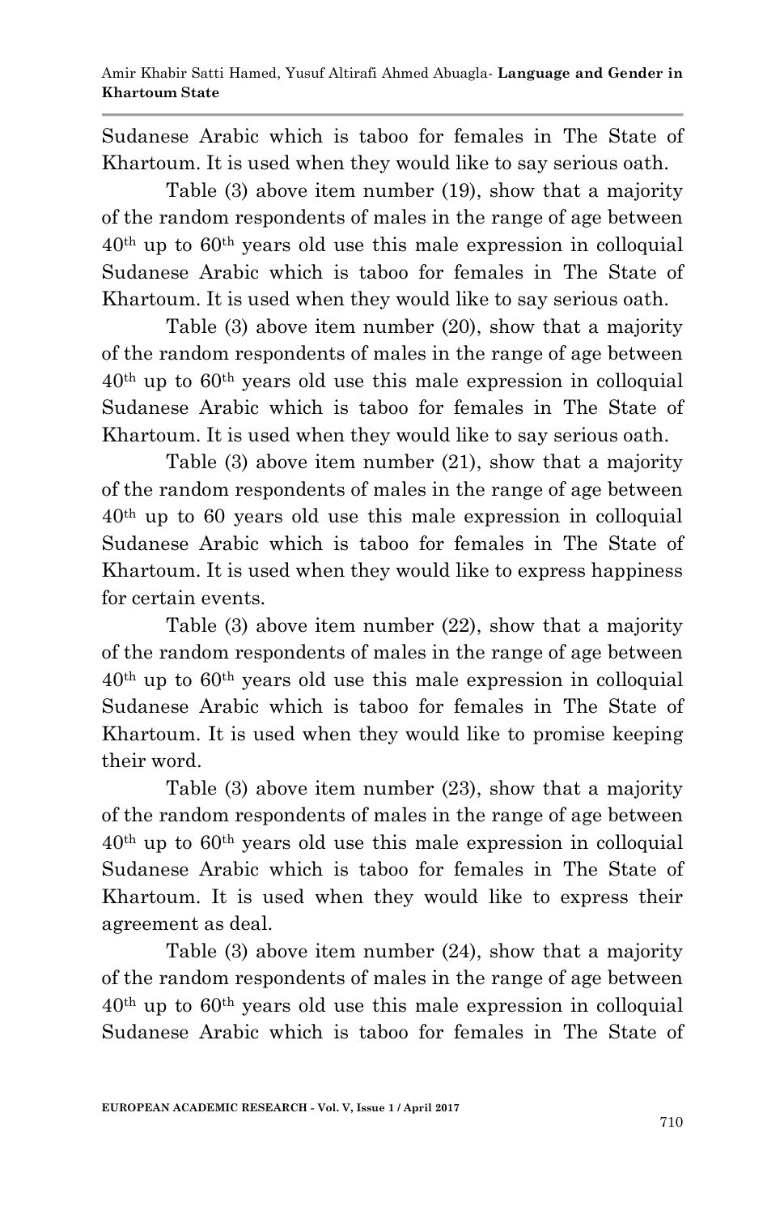Sudanese Arabic which is taboo for females in The State of Khartoum. It is used when they would like to say serious oath.

Table (3) above item number (19), show that a majority of the random respondents of males in the range of age between 40th up to 60th years old use this male expression in colloquial Sudanese Arabic which is taboo for females in The State of Khartoum. It is used when they would like to say serious oath.

Table (3) above item number (20), show that a majority of the random respondents of males in the range of age between 40th up to 60th years old use this male expression in colloquial Sudanese Arabic which is taboo for females in The State of Khartoum. It is used when they would like to say serious oath.

Table (3) above item number (21), show that a majority of the random respondents of males in the range of age between 40th up to 60 years old use this male expression in colloquial Sudanese Arabic which is taboo for females in The State of Khartoum. It is used when they would like to express happiness for certain events.

Table (3) above item number (22), show that a majority of the random respondents of males in the range of age between 40th up to 60th years old use this male expression in colloquial Sudanese Arabic which is taboo for females in The State of Khartoum. It is used when they would like to promise keeping their word.

Table (3) above item number (23), show that a majority of the random respondents of males in the range of age between 40th up to 60th years old use this male expression in colloquial Sudanese Arabic which is taboo for females in The State of Khartoum. It is used when they would like to express their agreement as deal.

Table (3) above item number (24), show that a majority of the random respondents of males in the range of age between 40th up to 60th years old use this male expression in colloquial Sudanese Arabic which is taboo for females in The State of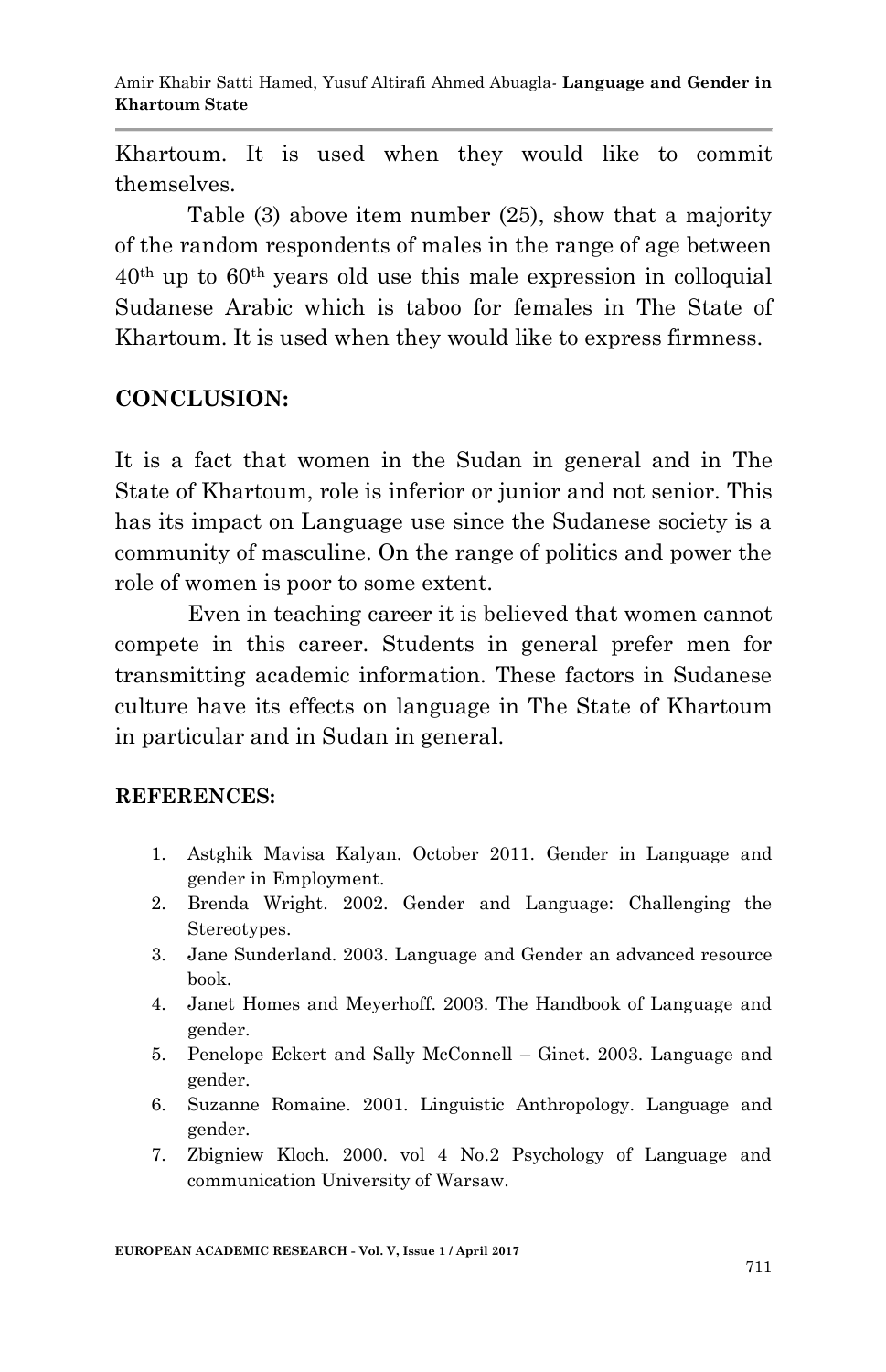Khartoum. It is used when they would like to commit themselves.

Table (3) above item number (25), show that a majority of the random respondents of males in the range of age between 40th up to 60th years old use this male expression in colloquial Sudanese Arabic which is taboo for females in The State of Khartoum. It is used when they would like to express firmness.

## CONCLUSION:

It is a fact that women in the Sudan in general and in The State of Khartoum, role is inferior or junior and not senior. This has its impact on Language use since the Sudanese society is a community of masculine. On the range of politics and power the role of women is poor to some extent.

Even in teaching career it is believed that women cannot compete in this career. Students in general prefer men for transmitting academic information. These factors in Sudanese culture have its effects on language in The State of Khartoum in particular and in Sudan in general.

## REFERENCES:

1. Astghik Mavisa Kalyan. October 2011. Gender in Language and gender in Employment.
2. Brenda Wright. 2002. Gender and Language: Challenging the Stereotypes.
3. Jane Sunderland. 2003. Language and Gender an advanced resource book.
4. Janet Homes and Meyerhoff. 2003. The Handbook of Language and gender.
5. Penelope Eckert and Sally McConnell – Ginet. 2003. Language and gender.
6. Suzanne Romaine. 2001. Linguistic Anthropology. Language and gender.
7. Zbigniew Kloch. 2000. vol 4 No.2 Psychology of Language and communication University of Warsaw.